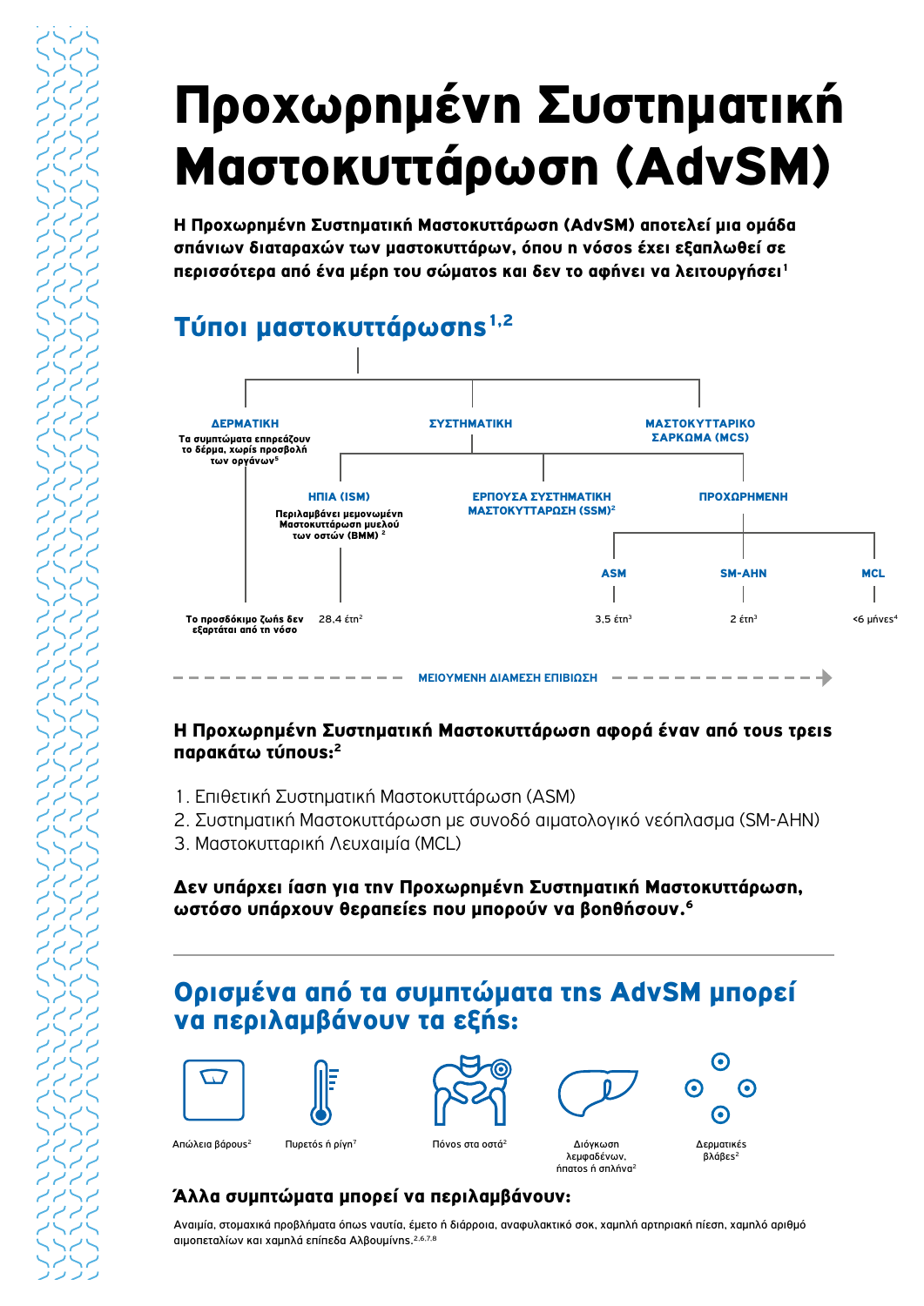# Προχωρημένη Συστηματική Μαστοκυττάρωση (AdvSM)

**Η Προχωρημένη Συστηματική Μαστοκυττάρωση (AdvSM) αποτελεί μια ομάδα σπάνιων διαταραχών των μαστοκυττάρων, όπου η νόσος έχει εξαπλωθεί σε περισσότερα από ένα μέρη του σώματος και δεν το αφήνει να λειτουργήσει**[1]

## Τύποι μαστοκυττάρωσης[1,2]

- **ΔΕΡΜΑΤΙΚΗ** – Τα συμπτώματα επηρεάζουν το δέρμα, χωρίς προσβολή των οργάνων[5] – Το προσδόκιμο ζωής δεν εξαρτάται από τη νόσο
- **ΣΥΣΤΗΜΑΤΙΚΗ**
  - **ΗΠΙΑ (ISM)** – Περιλαμβάνει μεμονωμένη Μαστοκυττάρωση μυελού των οστών (BMM)[2] – 28,4 έτη[2]
  - **ΕΡΠΟΥΣΑ ΣΥΣΤΗΜΑΤΙΚΗ ΜΑΣΤΟΚΥΤΤΑΡΩΣΗ (SSM)**[2]
  - **ΠΡΟΧΩΡΗΜΕΝΗ**
    - **ASM** – 3,5 έτη[3]
    - **SM-AHN** – 2 έτη[3]
    - **MCL** – <6 μήνες[4]
- **ΜΑΣΤΟΚΥΤΤΑΡΙΚΟ ΣΑΡΚΩΜΑ (MCS)**

ΜΕΙΟΥΜΕΝΗ ΔΙΑΜΕΣΗ ΕΠΙΒΙΩΣΗ →

**Η Προχωρημένη Συστηματική Μαστοκυττάρωση αφορά έναν από τους τρεις παρακάτω τύπους:**[2]

1. Επιθετική Συστηματική Μαστοκυττάρωση (ASM)
2. Συστηματική Μαστοκυττάρωση με συνοδό αιματολογικό νεόπλασμα (SM-AHN)
3. Μαστοκυτταρική Λευχαιμία (MCL)

**Δεν υπάρχει ίαση για την Προχωρημένη Συστηματική Μαστοκυττάρωση, ωστόσο υπάρχουν θεραπείες που μπορούν να βοηθήσουν.**[6]

---

## Ορισμένα από τα συμπτώματα της AdvSM μπορεί να περιλαμβάνουν τα εξής:

- Απώλεια βάρους[2]
- Πυρετός ή ρίγη[7]
- Πόνος στα οστά[2]
- Διόγκωση λεμφαδένων, ήπατος ή σπλήνα[2]
- Δερματικές βλάβες[2]

### Άλλα συμπτώματα μπορεί να περιλαμβάνουν:

Αναιμία, στομαχικά προβλήματα όπως ναυτία, έμετο ή διάρροια, αναφυλακτικό σοκ, χαμηλή αρτηριακή πίεση, χαμηλό αριθμό αιμοπεταλίων και χαμηλά επίπεδα Αλβουμίνης.[2,6,7,8]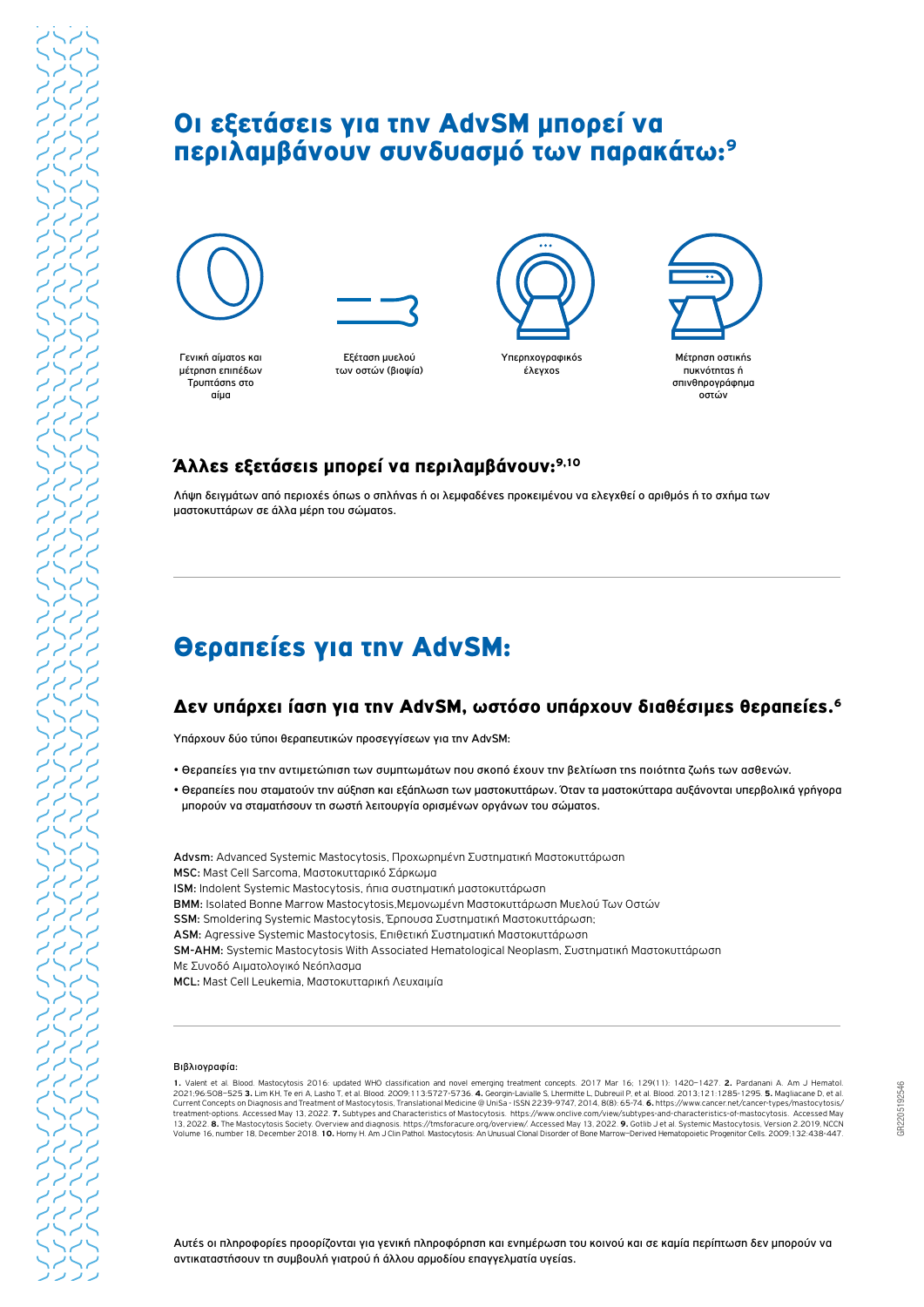# Οι εξετάσεις για την AdvSM μπορεί να περιλαμβάνουν συνδυασμό των παρακάτω:[9]

Γενική αίματος και μέτρηση επιπέδων Τρυπτάσης στο αίμα

Εξέταση μυελού των οστών (βιοψία)

Υπερηχογραφικός έλεγχος

Μέτρηση οστικής πυκνότητας ή σπινθηρογράφημα οστών

### Άλλες εξετάσεις μπορεί να περιλαμβάνουν:[9,10]

Λήψη δειγμάτων από περιοχές όπως ο σπλήνας ή οι λεμφαδένες προκειμένου να ελεγχθεί ο αριθμός ή το σχήμα των μαστοκυττάρων σε άλλα μέρη του σώματος.

# Θεραπείες για την AdvSM:

### Δεν υπάρχει ίαση για την AdvSM, ωστόσο υπάρχουν διαθέσιμες θεραπείες.[6]

Υπάρχουν δύο τύποι θεραπευτικών προσεγγίσεων για την AdvSM:

- Θεραπείες για την αντιμετώπιση των συμπτωμάτων που σκοπό έχουν την βελτίωση της ποιότητα ζωής των ασθενών.
- Θεραπείες που σταματούν την αύξηση και εξάπλωση των μαστοκυττάρων. Όταν τα μαστοκύτταρα αυξάνονται υπερβολικά γρήγορα μπορούν να σταματήσουν τη σωστή λειτουργία ορισμένων οργάνων του σώματος.

**Advsm:** Advanced Systemic Mastocytosis, Προχωρημένη Συστηματική Μαστοκυττάρωση
**MSC:** Mast Cell Sarcoma, Μαστοκυτταρικό Σάρκωμα
**ISM:** Indolent Systemic Mastocytosis, ήπια συστηματική μαστοκυττάρωση
**BMM:** Isolated Bonne Marrow Mastocytosis,Μεμονωμένη Μαστοκυττάρωση Μυελού Των Οστών
**SSM:** Smoldering Systemic Mastocytosis, Έρπουσα Συστηματική Μαστοκυττάρωση;
**ASM:** Agressive Systemic Mastocytosis, Επιθετική Συστηματική Μαστοκυττάρωση
**SM-AHM:** Systemic Mastocytosis With Associated Hematological Neoplasm, Συστηματική Μαστοκυττάρωση Με Συνοδό Αιματολογικό Νεόπλασμα
**MCL:** Mast Cell Leukemia, Μαστοκυτταρική Λευχαιμία

Βιβλιογραφία:

**1.** Valent et al. Blood. Mastocytosis 2016: updated WHO classification and novel emerging treatment concepts. 2017 Mar 16; 129(11): 1420–1427. **2.** Pardanani A. Am J Hematol. 2021;96:508–525 **3.** Lim KH, Te eri A, Lasho T, et al. Blood. 2009;113:5727-5736. **4.** Georgin-Lavialle S, Lhermitte L, Dubreuil P, et al. Blood. 2013;121:1285-1295. **5.** Magliacane D, et al. Current Concepts on Diagnosis and Treatment of Mastocytosis, Translational Medicine @ UniSa - ISSN 2239-9747, 2014, 8(8): 65-74. **6.** https://www.cancer.net/cancer-types/mastocytosis/treatment-options. Accessed May 13, 2022. **7.** Subtypes and Characteristics of Mastocytosis. https://www.onclive.com/view/subtypes-and-characteristics-of-mastocytosis. Accessed May 13, 2022. **8.** The Mastocytosis Society. Overview and diagnosis. https://tmsforacure.org/overview/. Accessed May 13, 2022. **9.** Gotlib J et al. Systemic Mastocytosis, Version 2.2019, NCCN Volume 16, number 18, December 2018. **10.** Horny H. Am J Clin Pathol. Mastocytosis: An Unusual Clonal Disorder of Bone Marrow–Derived Hematopoietic Progenitor Cells. 2009;132:438-447.

Αυτές οι πληροφορίες προορίζονται για γενική πληροφόρηση και ενημέρωση του κοινού και σε καμία περίπτωση δεν μπορούν να αντικαταστήσουν τη συμβουλή γιατρού ή άλλου αρμόδιου επαγγελματία υγείας.

GR2205192546